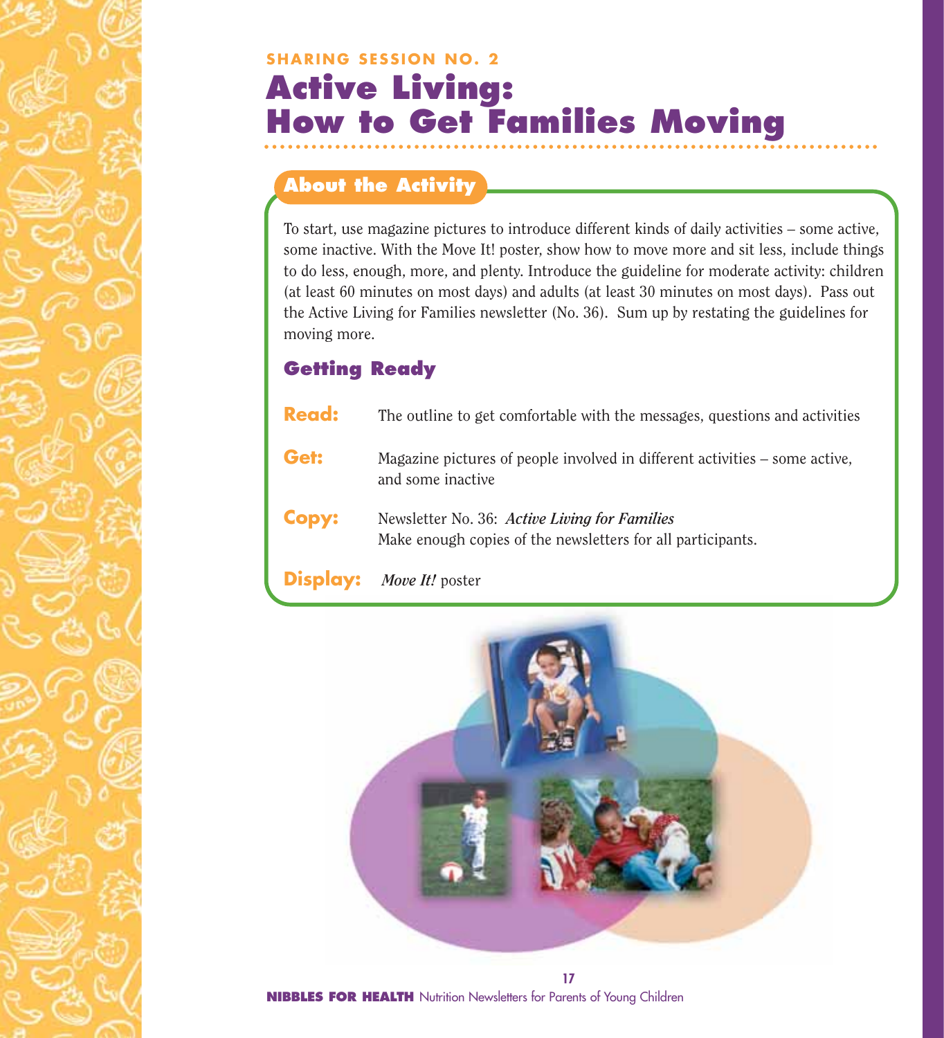SHARING SESSION NO. 2

# Active Living: How to Get Families Moving

## About the Activity

To start, use magazine pictures to introduce different kinds of daily activities – some active, some inactive. With the Move It! poster, show how to move more and sit less, include things to do less, enough, more, and plenty. Introduce the guideline for moderate activity: children (at least 60 minutes on most days) and adults (at least 30 minutes on most days). Pass out the Active Living for Families newsletter (No. 36). Sum up by restating the guidelines for moving more.

### Getting Ready

**Read:** The outline to get comfortable with the messages, questions and activities

**Get:** Magazine pictures of people involved in different activities – some active, and some inactive

**Copy:** Newsletter No. 36: ***Active Living for Families***
Make enough copies of the newsletters for all participants.

**Display:** *Move It!* poster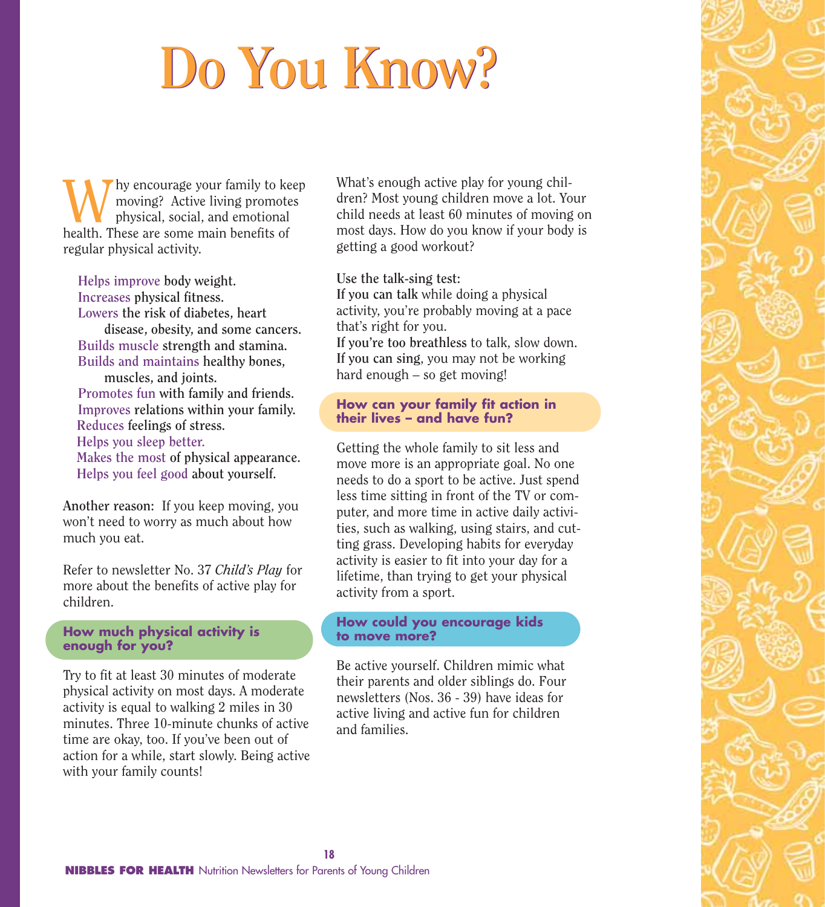# Do You Know?

Why encourage your family to keep moving? Active living promotes physical, social, and emotional health. These are some main benefits of regular physical activity.

- Helps improve **body weight.**
- Increases **physical fitness.**
- Lowers **the risk of diabetes, heart disease, obesity, and some cancers.**
- Builds muscle **strength and stamina.**
- Builds and maintains **healthy bones, muscles, and joints.**
- Promotes fun **with family and friends.**
- Improves **relations within your family.**
- Reduces **feelings of stress.**
- Helps you sleep better.
- Makes the most **of physical appearance.**
- Helps you feel good **about yourself.**

**Another reason:** If you keep moving, you won't need to worry as much about how much you eat.

Refer to newsletter No. 37 *Child's Play* for more about the benefits of active play for children.

## How much physical activity is enough for you?

Try to fit at least 30 minutes of moderate physical activity on most days. A moderate activity is equal to walking 2 miles in 30 minutes. Three 10-minute chunks of active time are okay, too. If you've been out of action for a while, start slowly. Being active with your family counts!

What's enough active play for young children? Most young children move a lot. Your child needs at least 60 minutes of moving on most days. How do you know if your body is getting a good workout?

**Use the talk-sing test:**
**If you can talk** while doing a physical activity, you're probably moving at a pace that's right for you.
**If you're too breathless** to talk, slow down.
**If you can sing**, you may not be working hard enough – so get moving!

## How can your family fit action in their lives – and have fun?

Getting the whole family to sit less and move more is an appropriate goal. No one needs to do a sport to be active. Just spend less time sitting in front of the TV or computer, and more time in active daily activities, such as walking, using stairs, and cutting grass. Developing habits for everyday activity is easier to fit into your day for a lifetime, than trying to get your physical activity from a sport.

## How could you encourage kids to move more?

Be active yourself. Children mimic what their parents and older siblings do. Four newsletters (Nos. 36 - 39) have ideas for active living and active fun for children and families.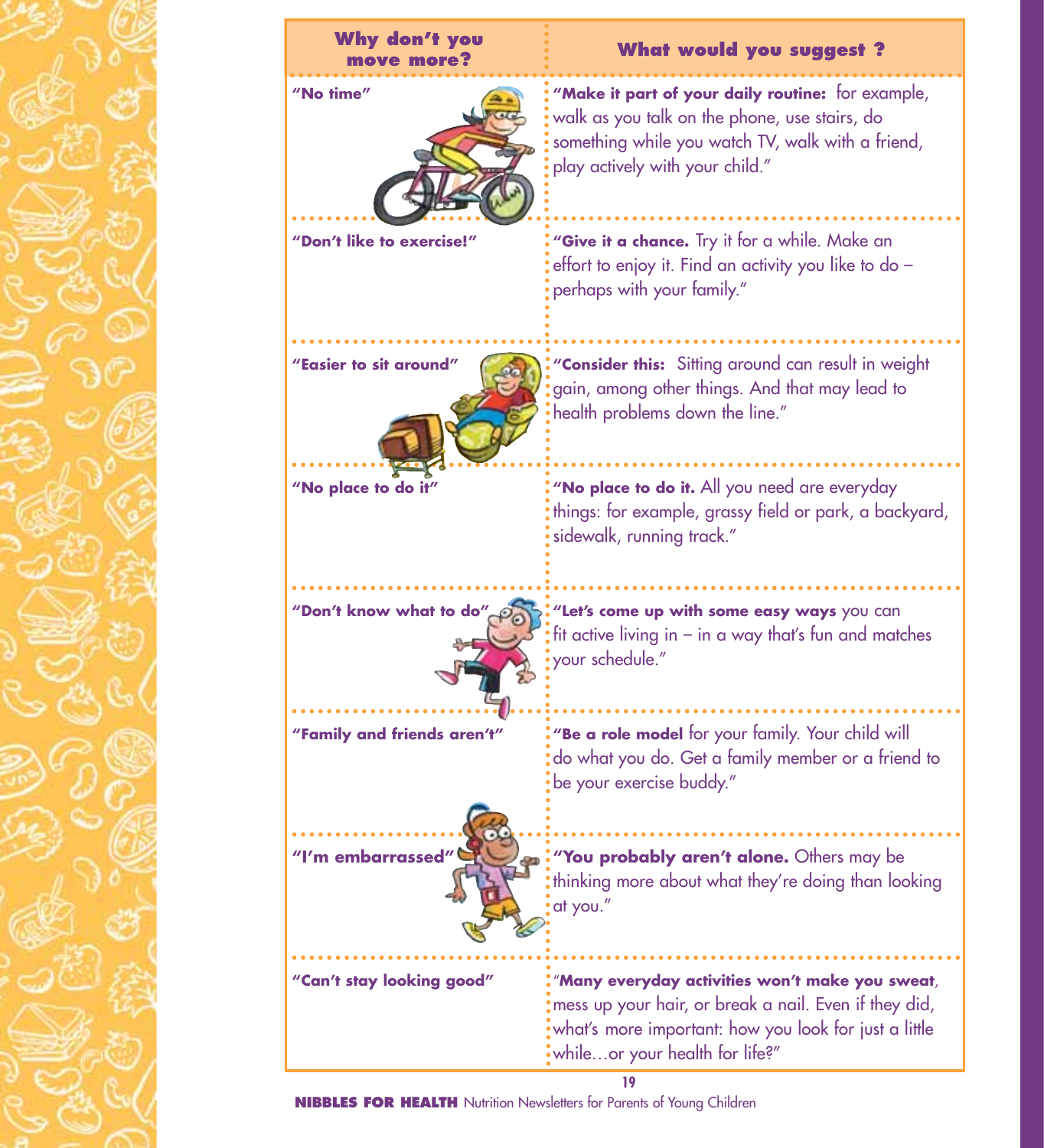| Why don't you move more? | What would you suggest ? |
| --- | --- |
| "No time" | "**Make it part of your daily routine:** for example, walk as you talk on the phone, use stairs, do something while you watch TV, walk with a friend, play actively with your child." |
| "Don't like to exercise!" | "**Give it a chance.** Try it for a while. Make an effort to enjoy it. Find an activity you like to do – perhaps with your family." |
| "Easier to sit around" | "**Consider this:** Sitting around can result in weight gain, among other things. And that may lead to health problems down the line." |
| "No place to do it" | "**No place to do it.** All you need are everyday things: for example, grassy field or park, a backyard, sidewalk, running track." |
| "Don't know what to do" | "**Let's come up with some easy ways** you can fit active living in – in a way that's fun and matches your schedule." |
| "Family and friends aren't" | "**Be a role model** for your family. Your child will do what you do. Get a family member or a friend to be your exercise buddy." |
| "I'm embarrassed" | "**You probably aren't alone.** Others may be thinking more about what they're doing than looking at you." |
| "Can't stay looking good" | "**Many everyday activities won't make you sweat**, mess up your hair, or break a nail. Even if they did, what's more important: how you look for just a little while…or your health for life?" |

**NIBBLES FOR HEALTH** Nutrition Newsletters for Parents of Young Children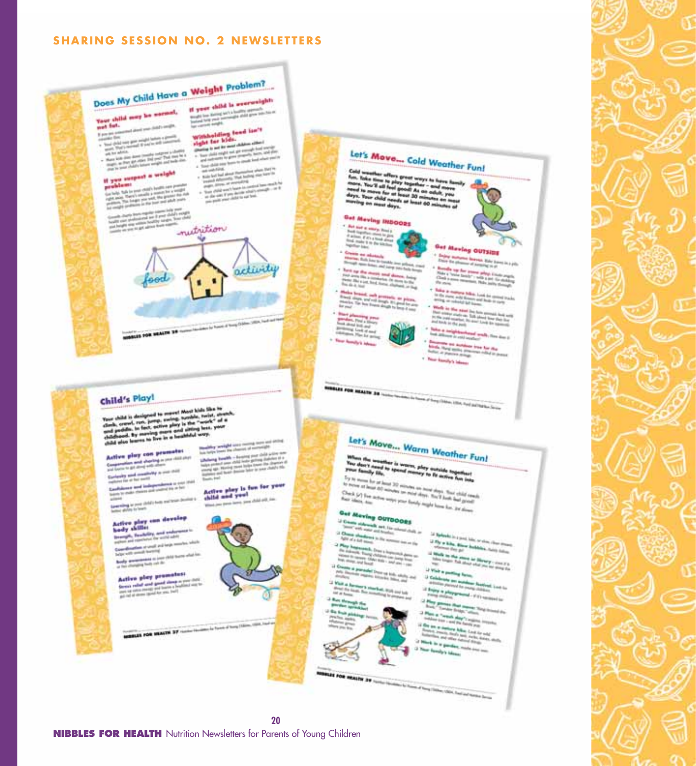# SHARING SESSION NO. 2 NEWSLETTERS

## Does My Child Have a Weight Problem?

**Your child may be normal, not fat.**

**If you suspect a weight problem:**

**If your child is overweight:**

**Withholding food isn't right for kids.**

nutrition

food

activity

## Let's Move... Cold Weather Fun!

**Cold weather offers great ways to have family fun. Take time to play together – and move more. You'll all feel good! As an adult, you need to move for at least 30 minutes on most days. Your child needs at least 60 minutes of moving on most days.**

**Get Moving INDOORS**

**Get Moving OUTSIDE**

## Child's Play!

**Your child is designed to move! Most kids like to climb, crawl, run, jump, swing, tumble, twist, stretch, and peddle. In fact, active play is the "work" of a childhood. By moving more and sitting less, your child also learns to live in a healthful way.**

**Active play can promote:**

**Active play can develop body skills:**

**Active play promotes:**

**Active play is fun for your child and you!**

## Let's Move... Warm Weather Fun!

**When the weather is warm, play outside together! You don't need to spend money to fit active fun into your family life.**

**Get Moving OUTDOORS**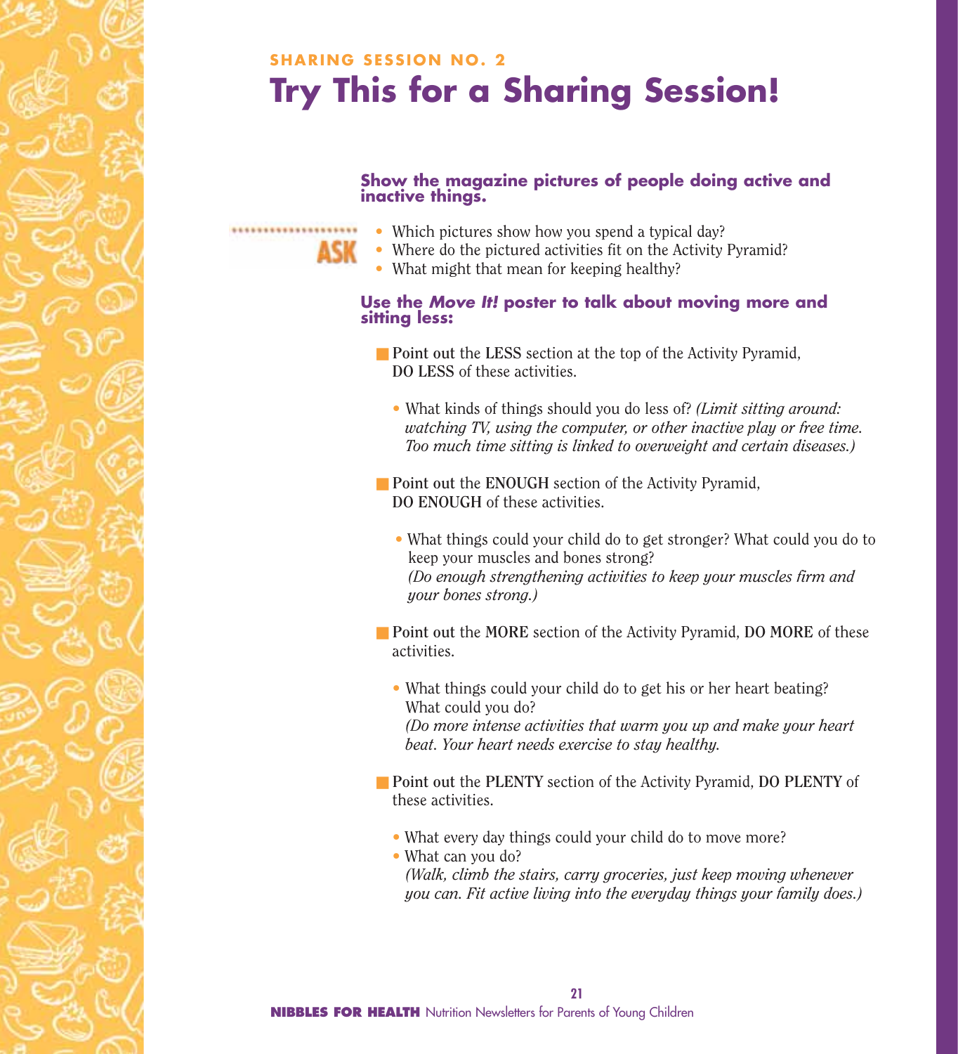SHARING SESSION NO. 2

# Try This for a Sharing Session!

**Show the magazine pictures of people doing active and inactive things.**

ASK

- Which pictures show how you spend a typical day?
- Where do the pictured activities fit on the Activity Pyramid?
- What might that mean for keeping healthy?

**Use the *Move It!* poster to talk about moving more and sitting less:**

- **Point out** the **LESS** section at the top of the Activity Pyramid, **DO LESS** of these activities.
  - What kinds of things should you do less of? *(Limit sitting around: watching TV, using the computer, or other inactive play or free time. Too much time sitting is linked to overweight and certain diseases.)*

- **Point out** the **ENOUGH** section of the Activity Pyramid, **DO ENOUGH** of these activities.
  - What things could your child do to get stronger? What could you do to keep your muscles and bones strong? *(Do enough strengthening activities to keep your muscles firm and your bones strong.)*

- **Point out** the **MORE** section of the Activity Pyramid, **DO MORE** of these activities.
  - What things could your child do to get his or her heart beating? What could you do? *(Do more intense activities that warm you up and make your heart beat. Your heart needs exercise to stay healthy.*

- **Point out** the **PLENTY** section of the Activity Pyramid, **DO PLENTY** of these activities.
  - What every day things could your child do to move more?
  - What can you do? *(Walk, climb the stairs, carry groceries, just keep moving whenever you can. Fit active living into the everyday things your family does.)*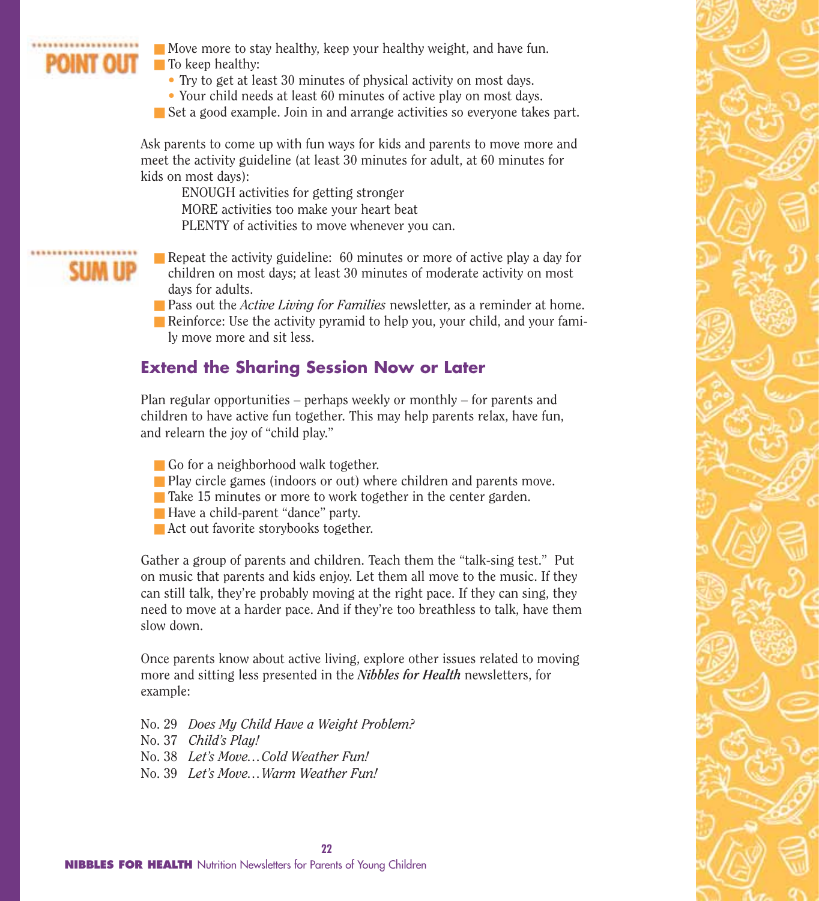**POINT OUT**

- Move more to stay healthy, keep your healthy weight, and have fun.
- To keep healthy:
  - Try to get at least 30 minutes of physical activity on most days.
  - Your child needs at least 60 minutes of active play on most days.
- Set a good example. Join in and arrange activities so everyone takes part.

Ask parents to come up with fun ways for kids and parents to move more and meet the activity guideline (at least 30 minutes for adult, at 60 minutes for kids on most days):

ENOUGH activities for getting stronger
MORE activities too make your heart beat
PLENTY of activities to move whenever you can.

**SUM UP**

- Repeat the activity guideline: 60 minutes or more of active play a day for children on most days; at least 30 minutes of moderate activity on most days for adults.
- Pass out the *Active Living for Families* newsletter, as a reminder at home.
- Reinforce: Use the activity pyramid to help you, your child, and your family move more and sit less.

## Extend the Sharing Session Now or Later

Plan regular opportunities – perhaps weekly or monthly – for parents and children to have active fun together. This may help parents relax, have fun, and relearn the joy of "child play."

- Go for a neighborhood walk together.
- Play circle games (indoors or out) where children and parents move.
- Take 15 minutes or more to work together in the center garden.
- Have a child-parent "dance" party.
- Act out favorite storybooks together.

Gather a group of parents and children. Teach them the "talk-sing test." Put on music that parents and kids enjoy. Let them all move to the music. If they can still talk, they're probably moving at the right pace. If they can sing, they need to move at a harder pace. And if they're too breathless to talk, have them slow down.

Once parents know about active living, explore other issues related to moving more and sitting less presented in the ***Nibbles for Health*** newsletters, for example:

No. 29 *Does My Child Have a Weight Problem?*
No. 37 *Child's Play!*
No. 38 *Let's Move…Cold Weather Fun!*
No. 39 *Let's Move…Warm Weather Fun!*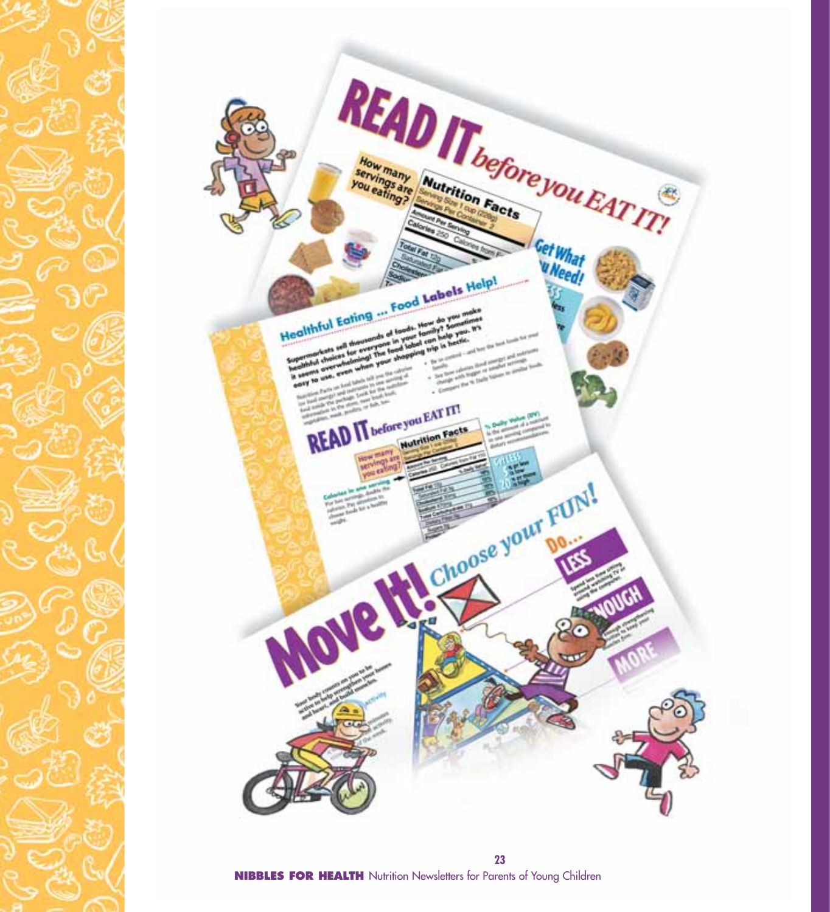# READ IT *before you EAT IT!*

How many servings are you eating?

**Nutrition Facts**
Serving Size 1 cup (228g)
Servings Per Container 2

Amount Per Serving
Calories 250

Get What You Need!

## Healthful Eating ... Food Labels Help!

**Supermarkets sell thousands of foods. How do you make healthful choices for everyone in your family? Sometimes it seems overwhelming! The food label can help you. It's easy to use, even when your shopping trip is hectic.**

# Move It! *Choose your FUN!*

Do...

LESS

ENOUGH

MORE